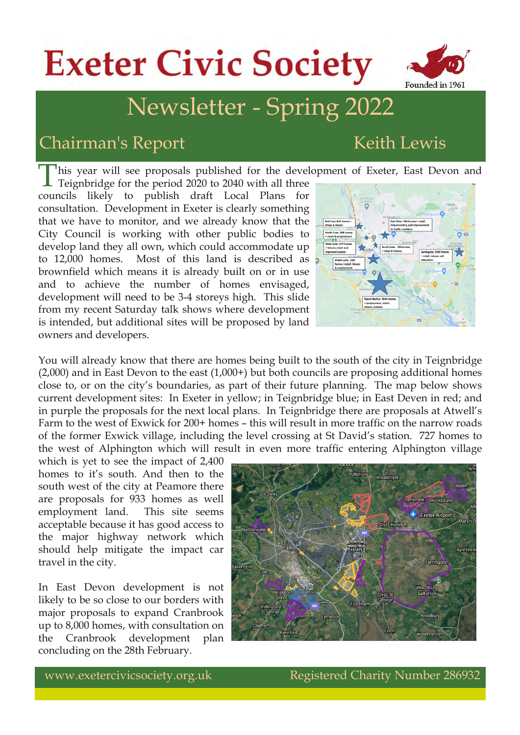# Exeter Civic Society

Founded in 1961

## Newsletter - Spring 2022

### Chairman's Report — Keith Lewis

This year will see proposals published for the development of Exeter, East Devon and Teignbridge for the period 2020 to 2040 with all three councils likely to publish draft Local Plans for consultation. Development in Exeter is clearly something that we have to monitor, and we already know that the City Council is working with other public bodies to develop land they all own, which could accommodate up to 12,000 homes. Most of this land is described as brownfield which means it is already built on or in use and to achieve the number of homes envisaged, development will need to be 3-4 storeys high. This slide from my recent Saturday talk shows where development is intended, but additional sites will be proposed by land owners and developers.

You will already know that there are homes being built to the south of the city in Teignbridge (2,000) and in East Devon to the east (1,000+) but both councils are proposing additional homes close to, or on the city's boundaries, as part of their future planning. The map below shows current development sites: In Exeter in yellow; in Teignbridge blue; in East Deven in red; and in purple the proposals for the next local plans. In Teignbridge there are proposals at Atwell's Farm to the west of Exwick for 200+ homes – this will result in more traffic on the narrow roads of the former Exwick village, including the level crossing at St David's station. 727 homes to the west of Alphington which will result in even more traffic entering Alphington village which is yet to see the impact of 2,400 homes to it's south. And then to the south west of the city at Peamore there are proposals for 933 homes as well employment land. This site seems acceptable because it has good access to the major highway network which should help mitigate the impact car travel in the city.

In East Devon development is not likely to be so close to our borders with major proposals to expand Cranbrook up to 8,000 homes, with consultation on the Cranbrook development plan concluding on the 28th February.

www.exetercivicsociety.org.uk — Registered Charity Number 286932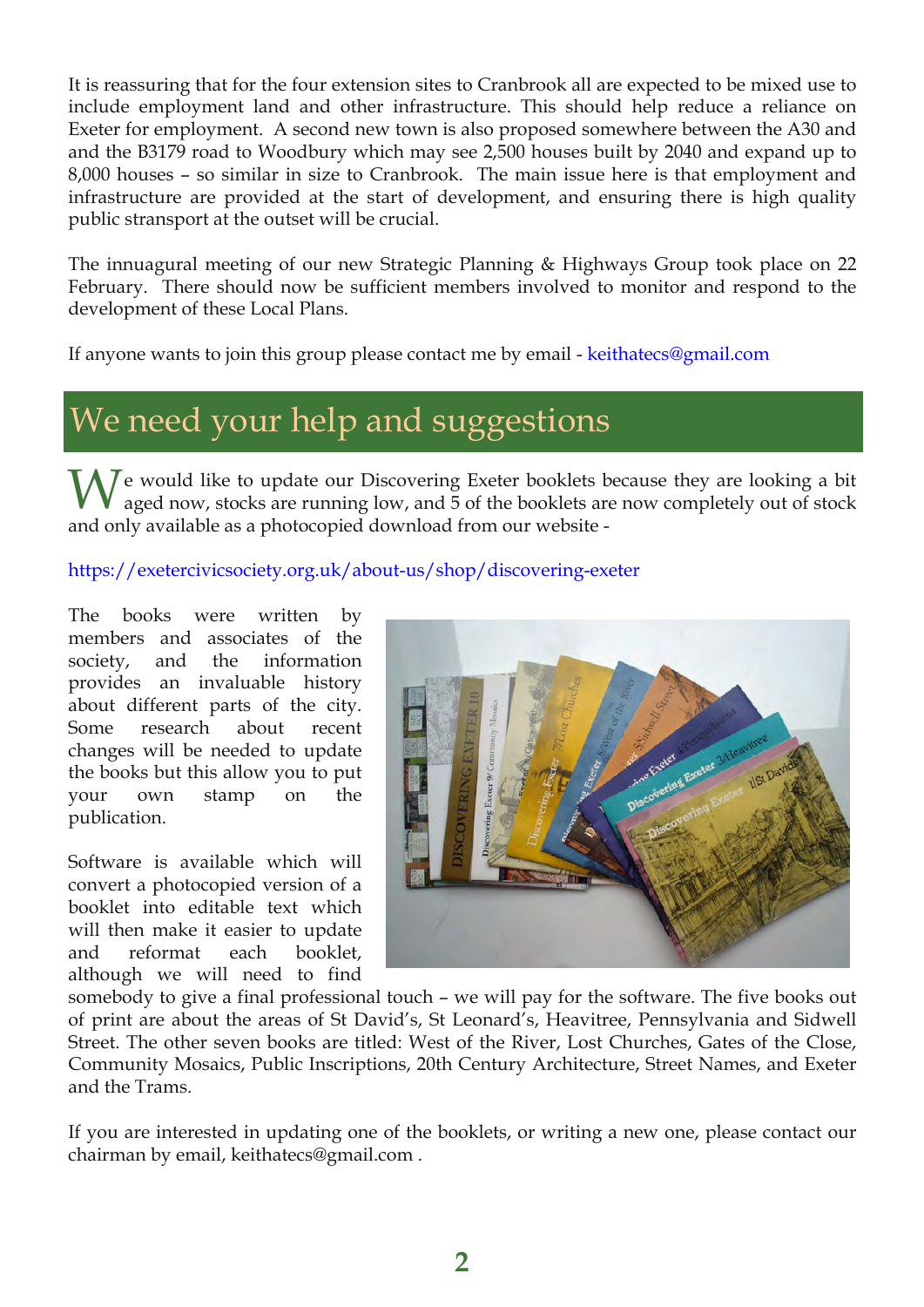It is reassuring that for the four extension sites to Cranbrook all are expected to be mixed use to include employment land and other infrastructure. This should help reduce a reliance on Exeter for employment. A second new town is also proposed somewhere between the A30 and and the B3179 road to Woodbury which may see 2,500 houses built by 2040 and expand up to 8,000 houses – so similar in size to Cranbrook. The main issue here is that employment and infrastructure are provided at the start of development, and ensuring there is high quality public stransport at the outset will be crucial.

The innuagural meeting of our new Strategic Planning & Highways Group took place on 22 February. There should now be sufficient members involved to monitor and respond to the development of these Local Plans.

If anyone wants to join this group please contact me by email - keithatecs@gmail.com

## We need your help and suggestions

We would like to update our Discovering Exeter booklets because they are looking a bit aged now, stocks are running low, and 5 of the booklets are now completely out of stock and only available as a photocopied download from our website -

https://exetercivicsociety.org.uk/about-us/shop/discovering-exeter

The books were written by members and associates of the society, and the information provides an invaluable history about different parts of the city. Some research about recent changes will be needed to update the books but this allow you to put your own stamp on the publication.

Software is available which will convert a photocopied version of a booklet into editable text which will then make it easier to update and reformat each booklet, although we will need to find somebody to give a final professional touch – we will pay for the software. The five books out of print are about the areas of St David's, St Leonard's, Heavitree, Pennsylvania and Sidwell Street. The other seven books are titled: West of the River, Lost Churches, Gates of the Close, Community Mosaics, Public Inscriptions, 20th Century Architecture, Street Names, and Exeter and the Trams.

If you are interested in updating one of the booklets, or writing a new one, please contact our chairman by email, keithatecs@gmail.com .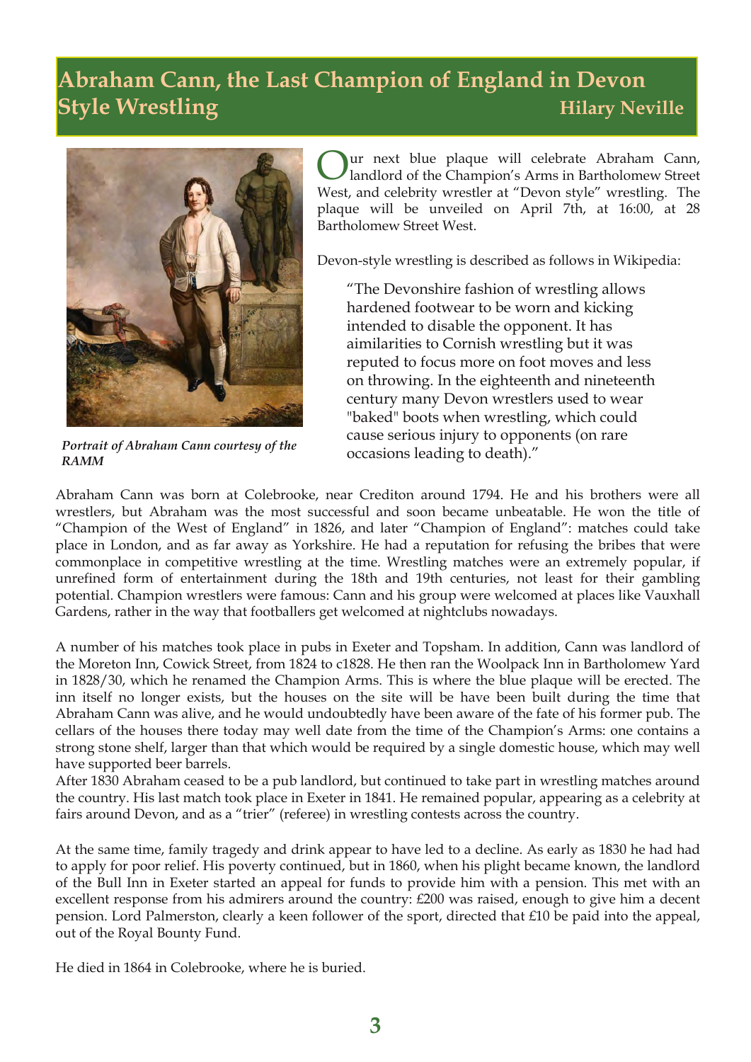# Abraham Cann, the Last Champion of England in Devon Style Wrestling

**Hilary Neville**

*Portrait of Abraham Cann courtesy of the RAMM*

Our next blue plaque will celebrate Abraham Cann, landlord of the Champion's Arms in Bartholomew Street West, and celebrity wrestler at "Devon style" wrestling. The plaque will be unveiled on April 7th, at 16:00, at 28 Bartholomew Street West.

Devon-style wrestling is described as follows in Wikipedia:

> "The Devonshire fashion of wrestling allows hardened footwear to be worn and kicking intended to disable the opponent. It has aimilarities to Cornish wrestling but it was reputed to focus more on foot moves and less on throwing. In the eighteenth and nineteenth century many Devon wrestlers used to wear "baked" boots when wrestling, which could cause serious injury to opponents (on rare occasions leading to death)."

Abraham Cann was born at Colebrooke, near Crediton around 1794. He and his brothers were all wrestlers, but Abraham was the most successful and soon became unbeatable. He won the title of "Champion of the West of England" in 1826, and later "Champion of England": matches could take place in London, and as far away as Yorkshire. He had a reputation for refusing the bribes that were commonplace in competitive wrestling at the time. Wrestling matches were an extremely popular, if unrefined form of entertainment during the 18th and 19th centuries, not least for their gambling potential. Champion wrestlers were famous: Cann and his group were welcomed at places like Vauxhall Gardens, rather in the way that footballers get welcomed at nightclubs nowadays.

A number of his matches took place in pubs in Exeter and Topsham. In addition, Cann was landlord of the Moreton Inn, Cowick Street, from 1824 to c1828. He then ran the Woolpack Inn in Bartholomew Yard in 1828/30, which he renamed the Champion Arms. This is where the blue plaque will be erected. The inn itself no longer exists, but the houses on the site will be have been built during the time that Abraham Cann was alive, and he would undoubtedly have been aware of the fate of his former pub. The cellars of the houses there today may well date from the time of the Champion's Arms: one contains a strong stone shelf, larger than that which would be required by a single domestic house, which may well have supported beer barrels.

After 1830 Abraham ceased to be a pub landlord, but continued to take part in wrestling matches around the country. His last match took place in Exeter in 1841. He remained popular, appearing as a celebrity at fairs around Devon, and as a "trier" (referee) in wrestling contests across the country.

At the same time, family tragedy and drink appear to have led to a decline. As early as 1830 he had had to apply for poor relief. His poverty continued, but in 1860, when his plight became known, the landlord of the Bull Inn in Exeter started an appeal for funds to provide him with a pension. This met with an excellent response from his admirers around the country: £200 was raised, enough to give him a decent pension. Lord Palmerston, clearly a keen follower of the sport, directed that £10 be paid into the appeal, out of the Royal Bounty Fund.

He died in 1864 in Colebrooke, where he is buried.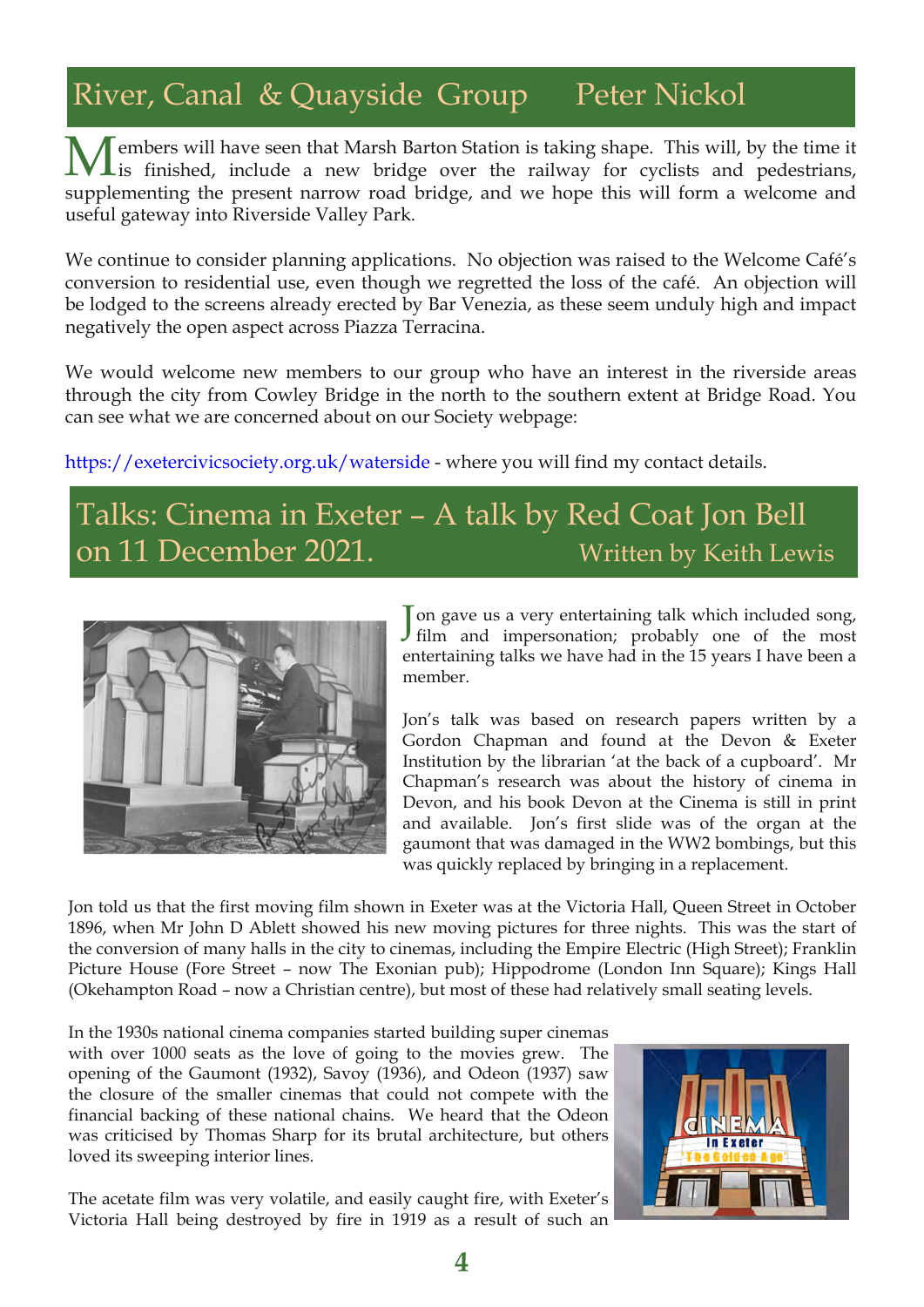## River, Canal & Quayside Group — Peter Nickol

Members will have seen that Marsh Barton Station is taking shape. This will, by the time it is finished, include a new bridge over the railway for cyclists and pedestrians, supplementing the present narrow road bridge, and we hope this will form a welcome and useful gateway into Riverside Valley Park.

We continue to consider planning applications. No objection was raised to the Welcome Café's conversion to residential use, even though we regretted the loss of the café. An objection will be lodged to the screens already erected by Bar Venezia, as these seem unduly high and impact negatively the open aspect across Piazza Terracina.

We would welcome new members to our group who have an interest in the riverside areas through the city from Cowley Bridge in the north to the southern extent at Bridge Road. You can see what we are concerned about on our Society webpage:

https://exetercivicsociety.org.uk/waterside - where you will find my contact details.

## Talks: Cinema in Exeter – A talk by Red Coat Jon Bell on 11 December 2021. — Written by Keith Lewis

Jon gave us a very entertaining talk which included song, film and impersonation; probably one of the most entertaining talks we have had in the 15 years I have been a member.

Jon's talk was based on research papers written by a Gordon Chapman and found at the Devon & Exeter Institution by the librarian 'at the back of a cupboard'. Mr Chapman's research was about the history of cinema in Devon, and his book Devon at the Cinema is still in print and available. Jon's first slide was of the organ at the gaumont that was damaged in the WW2 bombings, but this was quickly replaced by bringing in a replacement.

Jon told us that the first moving film shown in Exeter was at the Victoria Hall, Queen Street in October 1896, when Mr John D Ablett showed his new moving pictures for three nights. This was the start of the conversion of many halls in the city to cinemas, including the Empire Electric (High Street); Franklin Picture House (Fore Street – now The Exonian pub); Hippodrome (London Inn Square); Kings Hall (Okehampton Road – now a Christian centre), but most of these had relatively small seating levels.

In the 1930s national cinema companies started building super cinemas with over 1000 seats as the love of going to the movies grew. The opening of the Gaumont (1932), Savoy (1936), and Odeon (1937) saw the closure of the smaller cinemas that could not compete with the financial backing of these national chains. We heard that the Odeon was criticised by Thomas Sharp for its brutal architecture, but others loved its sweeping interior lines.

The acetate film was very volatile, and easily caught fire, with Exeter's Victoria Hall being destroyed by fire in 1919 as a result of such an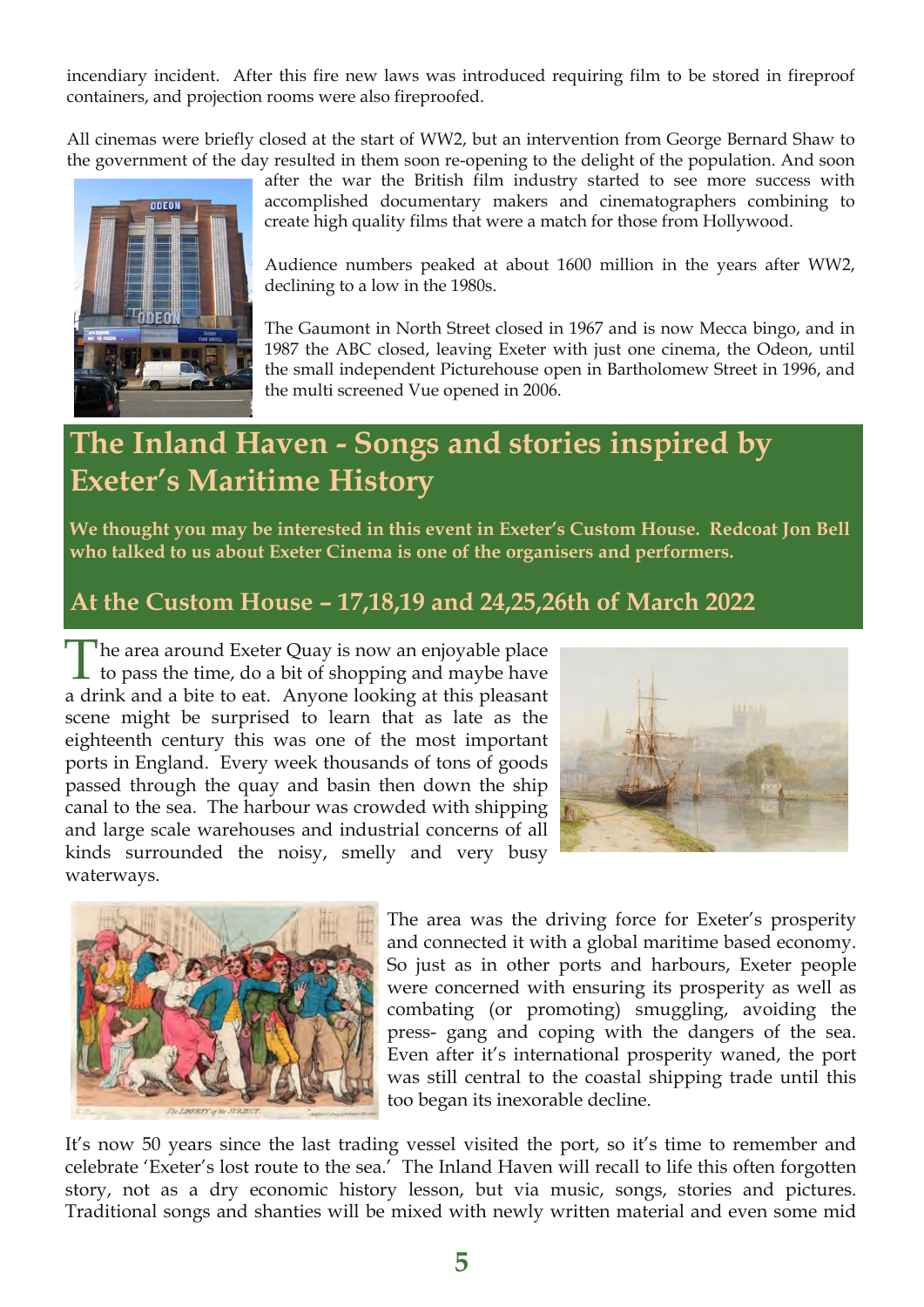incendiary incident. After this fire new laws was introduced requiring film to be stored in fireproof containers, and projection rooms were also fireproofed.

All cinemas were briefly closed at the start of WW2, but an intervention from George Bernard Shaw to the government of the day resulted in them soon re-opening to the delight of the population. And soon after the war the British film industry started to see more success with accomplished documentary makers and cinematographers combining to create high quality films that were a match for those from Hollywood.

Audience numbers peaked at about 1600 million in the years after WW2, declining to a low in the 1980s.

The Gaumont in North Street closed in 1967 and is now Mecca bingo, and in 1987 the ABC closed, leaving Exeter with just one cinema, the Odeon, until the small independent Picturehouse open in Bartholomew Street in 1996, and the multi screened Vue opened in 2006.

# The Inland Haven - Songs and stories inspired by Exeter's Maritime History

**We thought you may be interested in this event in Exeter's Custom House. Redcoat Jon Bell who talked to us about Exeter Cinema is one of the organisers and performers.**

## At the Custom House – 17,18,19 and 24,25,26th of March 2022

The area around Exeter Quay is now an enjoyable place to pass the time, do a bit of shopping and maybe have a drink and a bite to eat. Anyone looking at this pleasant scene might be surprised to learn that as late as the eighteenth century this was one of the most important ports in England. Every week thousands of tons of goods passed through the quay and basin then down the ship canal to the sea. The harbour was crowded with shipping and large scale warehouses and industrial concerns of all kinds surrounded the noisy, smelly and very busy waterways.

The area was the driving force for Exeter's prosperity and connected it with a global maritime based economy. So just as in other ports and harbours, Exeter people were concerned with ensuring its prosperity as well as combating (or promoting) smuggling, avoiding the press- gang and coping with the dangers of the sea. Even after it's international prosperity waned, the port was still central to the coastal shipping trade until this too began its inexorable decline.

It's now 50 years since the last trading vessel visited the port, so it's time to remember and celebrate 'Exeter's lost route to the sea.' The Inland Haven will recall to life this often forgotten story, not as a dry economic history lesson, but via music, songs, stories and pictures. Traditional songs and shanties will be mixed with newly written material and even some mid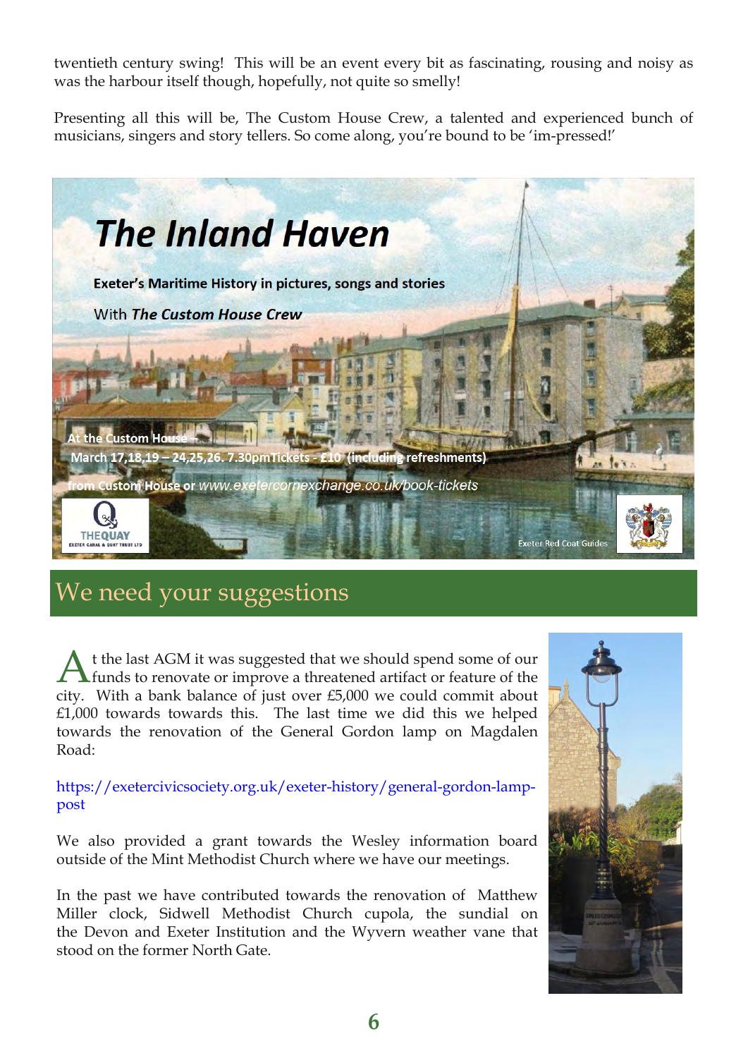twentieth century swing! This will be an event every bit as fascinating, rousing and noisy as was the harbour itself though, hopefully, not quite so smelly!

Presenting all this will be, The Custom House Crew, a talented and experienced bunch of musicians, singers and story tellers. So come along, you're bound to be 'im-pressed!'

# *The Inland Haven*

**Exeter's Maritime History in pictures, songs and stories**

With ***The Custom House Crew***

**At the Custom House –**
**March 17,18,19 – 24,25,26. 7.30pmTickets - £10 (including refreshments)**
**from Custom House or** *www.exetercornexchange.co.uk/book-tickets*

THE QUAY — EXETER CANAL & QUAY TRUST LTD

Exeter Red Coat Guides

## We need your suggestions

At the last AGM it was suggested that we should spend some of our funds to renovate or improve a threatened artifact or feature of the city. With a bank balance of just over £5,000 we could commit about £1,000 towards towards this. The last time we did this we helped towards the renovation of the General Gordon lamp on Magdalen Road:

https://exetercivicsociety.org.uk/exeter-history/general-gordon-lamp-post

We also provided a grant towards the Wesley information board outside of the Mint Methodist Church where we have our meetings.

In the past we have contributed towards the renovation of Matthew Miller clock, Sidwell Methodist Church cupola, the sundial on the Devon and Exeter Institution and the Wyvern weather vane that stood on the former North Gate.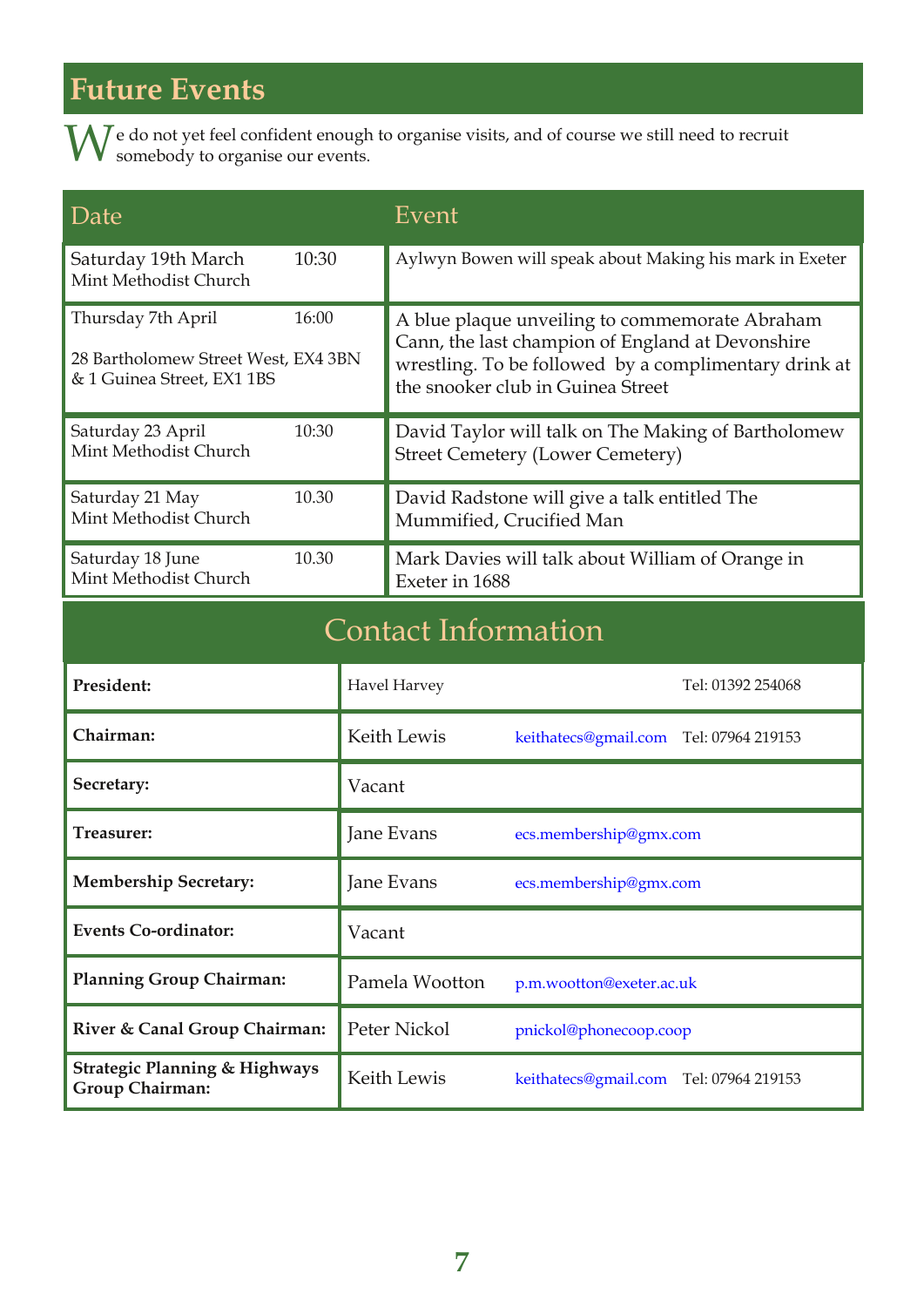## Future Events

We do not yet feel confident enough to organise visits, and of course we still need to recruit somebody to organise our events.

| Date | Event |
|---|---|
| Saturday 19th March 10:30<br>Mint Methodist Church | Aylwyn Bowen will speak about Making his mark in Exeter |
| Thursday 7th April 16:00<br>28 Bartholomew Street West, EX4 3BN & 1 Guinea Street, EX1 1BS | A blue plaque unveiling to commemorate Abraham Cann, the last champion of England at Devonshire wrestling. To be followed by a complimentary drink at the snooker club in Guinea Street |
| Saturday 23 April 10:30<br>Mint Methodist Church | David Taylor will talk on The Making of Bartholomew Street Cemetery (Lower Cemetery) |
| Saturday 21 May 10.30<br>Mint Methodist Church | David Radstone will give a talk entitled The Mummified, Crucified Man |
| Saturday 18 June 10.30<br>Mint Methodist Church | Mark Davies will talk about William of Orange in Exeter in 1688 |

## Contact Information

| | | | |
|---|---|---|---|
| **President:** | Havel Harvey | | Tel: 01392 254068 |
| **Chairman:** | Keith Lewis | keithatecs@gmail.com | Tel: 07964 219153 |
| **Secretary:** | Vacant | | |
| **Treasurer:** | Jane Evans | ecs.membership@gmx.com | |
| **Membership Secretary:** | Jane Evans | ecs.membership@gmx.com | |
| **Events Co-ordinator:** | Vacant | | |
| **Planning Group Chairman:** | Pamela Wootton | p.m.wootton@exeter.ac.uk | |
| **River & Canal Group Chairman:** | Peter Nickol | pnickol@phonecoop.coop | |
| **Strategic Planning & Highways Group Chairman:** | Keith Lewis | keithatecs@gmail.com | Tel: 07964 219153 |